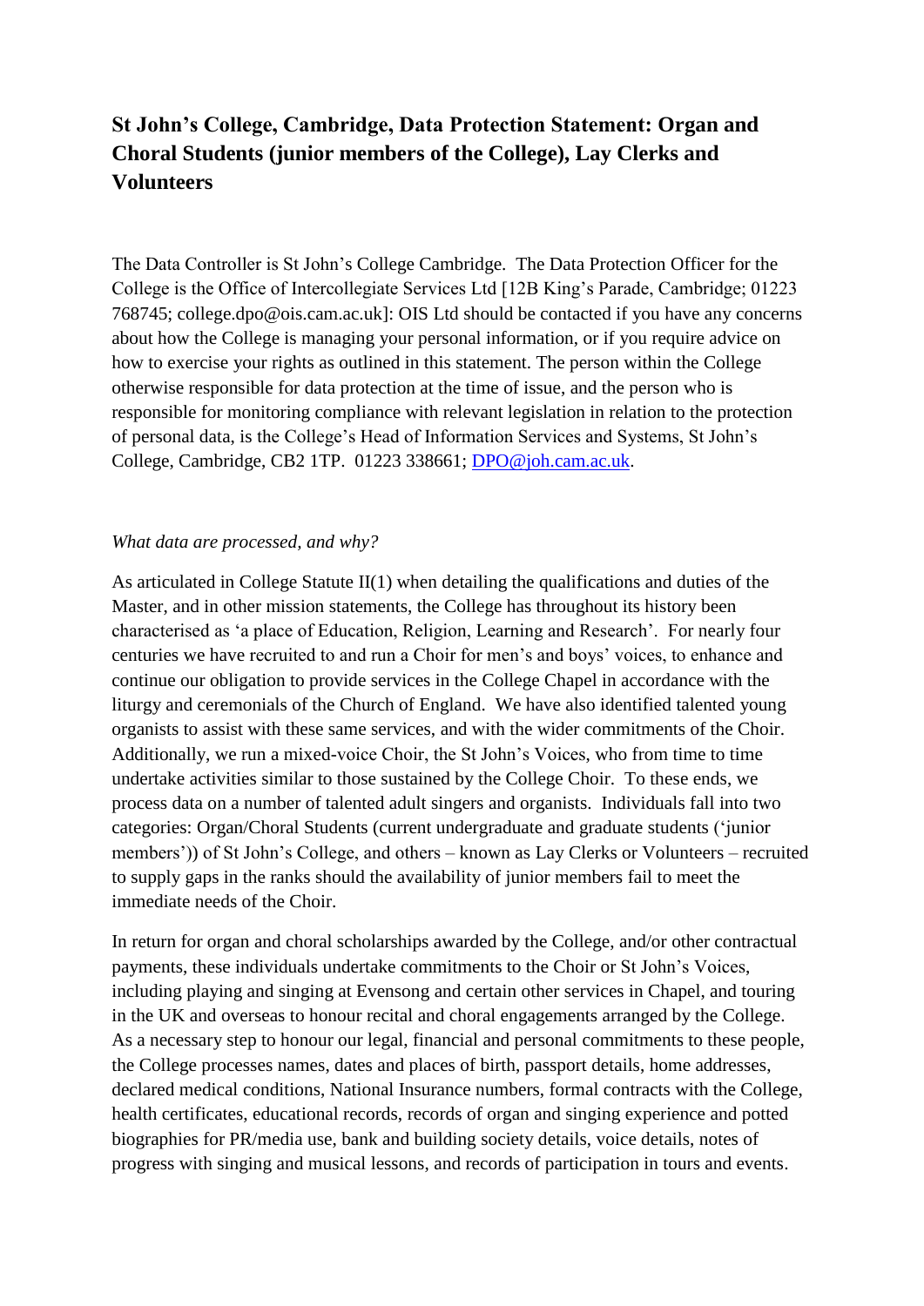# St John's College, Cambridge, Data Protection Statement: Organ and Choral Students (junior members of the College), Lay Clerks and Volunteers

The Data Controller is St John's College Cambridge. The Data Protection Officer for the College is the Office of Intercollegiate Services Ltd [12B King's Parade, Cambridge; 01223 768745; college.dpo@ois.cam.ac.uk]: OIS Ltd should be contacted if you have any concerns about how the College is managing your personal information, or if you require advice on how to exercise your rights as outlined in this statement. The person within the College otherwise responsible for data protection at the time of issue, and the person who is responsible for monitoring compliance with relevant legislation in relation to the protection of personal data, is the College's Head of Information Services and Systems, St John's College, Cambridge, CB2 1TP. 01223 338661; DPO@joh.cam.ac.uk.

*What data are processed, and why?*

As articulated in College Statute II(1) when detailing the qualifications and duties of the Master, and in other mission statements, the College has throughout its history been characterised as 'a place of Education, Religion, Learning and Research'. For nearly four centuries we have recruited to and run a Choir for men's and boys' voices, to enhance and continue our obligation to provide services in the College Chapel in accordance with the liturgy and ceremonials of the Church of England. We have also identified talented young organists to assist with these same services, and with the wider commitments of the Choir. Additionally, we run a mixed-voice Choir, the St John's Voices, who from time to time undertake activities similar to those sustained by the College Choir. To these ends, we process data on a number of talented adult singers and organists. Individuals fall into two categories: Organ/Choral Students (current undergraduate and graduate students ('junior members')) of St John's College, and others – known as Lay Clerks or Volunteers – recruited to supply gaps in the ranks should the availability of junior members fail to meet the immediate needs of the Choir.

In return for organ and choral scholarships awarded by the College, and/or other contractual payments, these individuals undertake commitments to the Choir or St John's Voices, including playing and singing at Evensong and certain other services in Chapel, and touring in the UK and overseas to honour recital and choral engagements arranged by the College. As a necessary step to honour our legal, financial and personal commitments to these people, the College processes names, dates and places of birth, passport details, home addresses, declared medical conditions, National Insurance numbers, formal contracts with the College, health certificates, educational records, records of organ and singing experience and potted biographies for PR/media use, bank and building society details, voice details, notes of progress with singing and musical lessons, and records of participation in tours and events.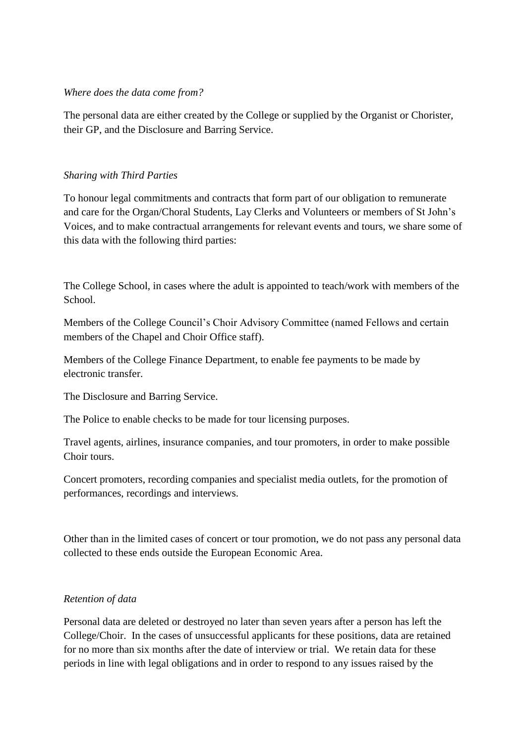*Where does the data come from?*

The personal data are either created by the College or supplied by the Organist or Chorister, their GP, and the Disclosure and Barring Service.

*Sharing with Third Parties*

To honour legal commitments and contracts that form part of our obligation to remunerate and care for the Organ/Choral Students, Lay Clerks and Volunteers or members of St John's Voices, and to make contractual arrangements for relevant events and tours, we share some of this data with the following third parties:

The College School, in cases where the adult is appointed to teach/work with members of the School.

Members of the College Council's Choir Advisory Committee (named Fellows and certain members of the Chapel and Choir Office staff).

Members of the College Finance Department, to enable fee payments to be made by electronic transfer.

The Disclosure and Barring Service.

The Police to enable checks to be made for tour licensing purposes.

Travel agents, airlines, insurance companies, and tour promoters, in order to make possible Choir tours.

Concert promoters, recording companies and specialist media outlets, for the promotion of performances, recordings and interviews.

Other than in the limited cases of concert or tour promotion, we do not pass any personal data collected to these ends outside the European Economic Area.

*Retention of data*

Personal data are deleted or destroyed no later than seven years after a person has left the College/Choir. In the cases of unsuccessful applicants for these positions, data are retained for no more than six months after the date of interview or trial. We retain data for these periods in line with legal obligations and in order to respond to any issues raised by the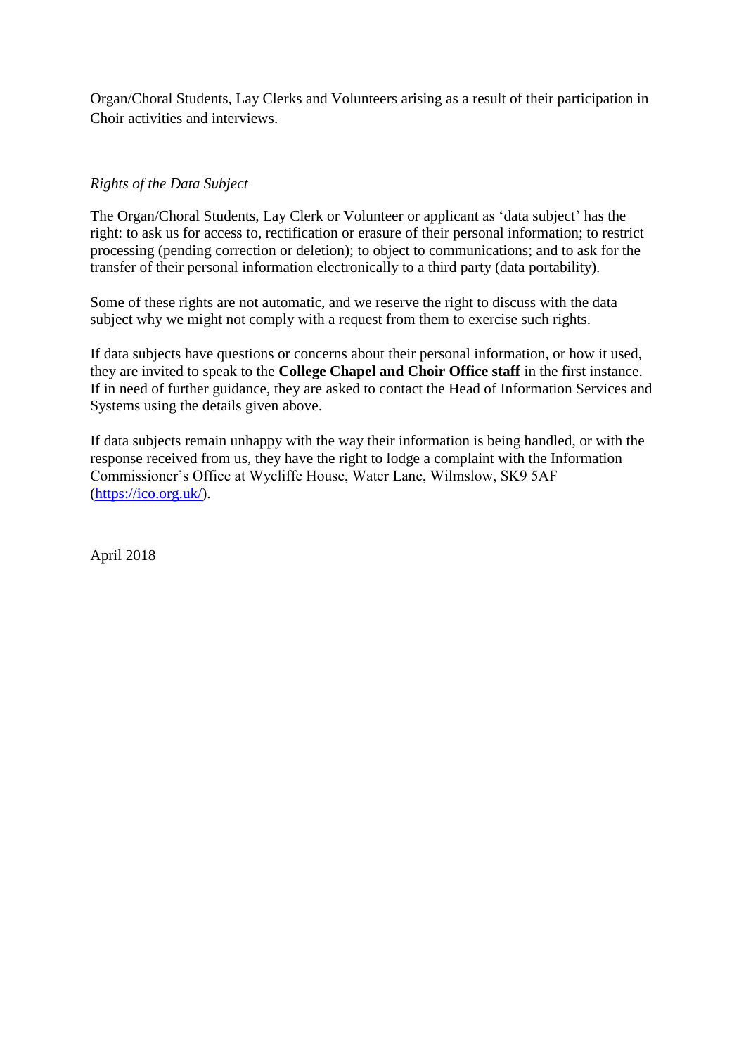Organ/Choral Students, Lay Clerks and Volunteers arising as a result of their participation in Choir activities and interviews.

*Rights of the Data Subject*

The Organ/Choral Students, Lay Clerk or Volunteer or applicant as 'data subject' has the right: to ask us for access to, rectification or erasure of their personal information; to restrict processing (pending correction or deletion); to object to communications; and to ask for the transfer of their personal information electronically to a third party (data portability).

Some of these rights are not automatic, and we reserve the right to discuss with the data subject why we might not comply with a request from them to exercise such rights.

If data subjects have questions or concerns about their personal information, or how it used, they are invited to speak to the **College Chapel and Choir Office staff** in the first instance. If in need of further guidance, they are asked to contact the Head of Information Services and Systems using the details given above.

If data subjects remain unhappy with the way their information is being handled, or with the response received from us, they have the right to lodge a complaint with the Information Commissioner's Office at Wycliffe House, Water Lane, Wilmslow, SK9 5AF (https://ico.org.uk/).

April 2018